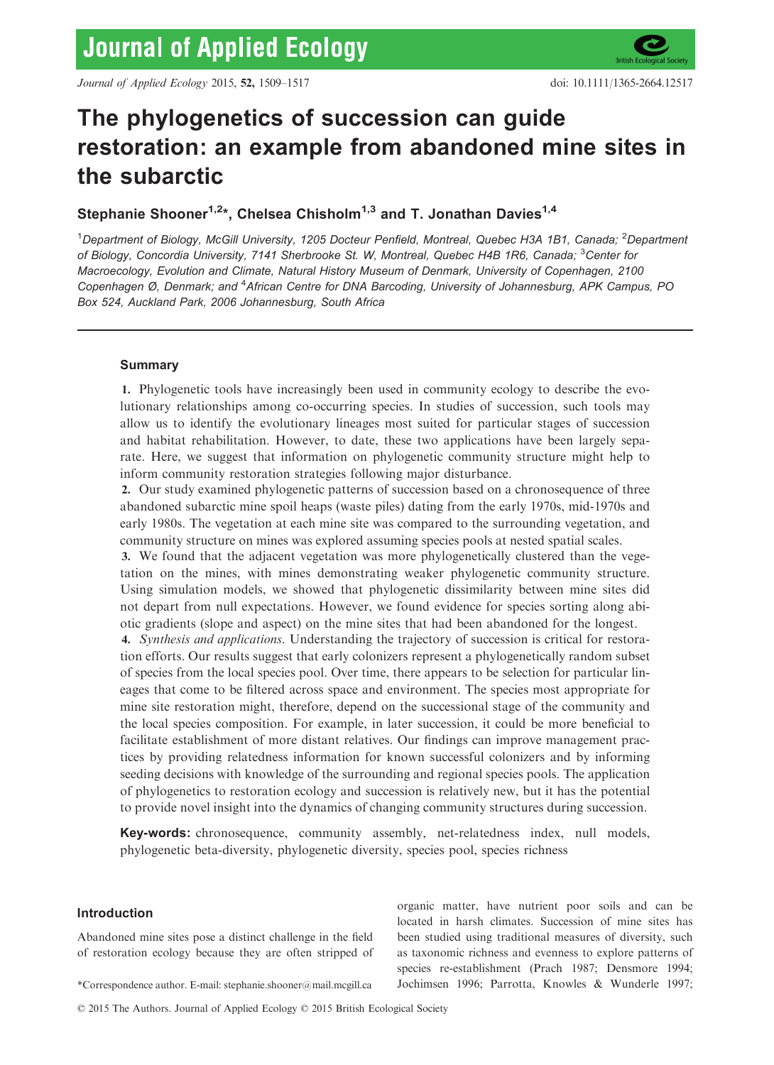# The phylogenetics of succession can guide restoration: an example from abandoned mine sites in the subarctic

**Stephanie Shooner[1,2]\*, Chelsea Chisholm[1,3] and T. Jonathan Davies[1,4]**

[1]*Department of Biology, McGill University, 1205 Docteur Penfield, Montreal, Quebec H3A 1B1, Canada;* [2]*Department of Biology, Concordia University, 7141 Sherbrooke St. W, Montreal, Quebec H4B 1R6, Canada;* [3]*Center for Macroecology, Evolution and Climate, Natural History Museum of Denmark, University of Copenhagen, 2100 Copenhagen Ø, Denmark; and* [4]*African Centre for DNA Barcoding, University of Johannesburg, APK Campus, PO Box 524, Auckland Park, 2006 Johannesburg, South Africa*

## Summary

**1.** Phylogenetic tools have increasingly been used in community ecology to describe the evolutionary relationships among co-occurring species. In studies of succession, such tools may allow us to identify the evolutionary lineages most suited for particular stages of succession and habitat rehabilitation. However, to date, these two applications have been largely separate. Here, we suggest that information on phylogenetic community structure might help to inform community restoration strategies following major disturbance.

**2.** Our study examined phylogenetic patterns of succession based on a chronosequence of three abandoned subarctic mine spoil heaps (waste piles) dating from the early 1970s, mid-1970s and early 1980s. The vegetation at each mine site was compared to the surrounding vegetation, and community structure on mines was explored assuming species pools at nested spatial scales.

**3.** We found that the adjacent vegetation was more phylogenetically clustered than the vegetation on the mines, with mines demonstrating weaker phylogenetic community structure. Using simulation models, we showed that phylogenetic dissimilarity between mine sites did not depart from null expectations. However, we found evidence for species sorting along abiotic gradients (slope and aspect) on the mine sites that had been abandoned for the longest.

**4.** *Synthesis and applications.* Understanding the trajectory of succession is critical for restoration efforts. Our results suggest that early colonizers represent a phylogenetically random subset of species from the local species pool. Over time, there appears to be selection for particular lineages that come to be filtered across space and environment. The species most appropriate for mine site restoration might, therefore, depend on the successional stage of the community and the local species composition. For example, in later succession, it could be more beneficial to facilitate establishment of more distant relatives. Our findings can improve management practices by providing relatedness information for known successful colonizers and by informing seeding decisions with knowledge of the surrounding and regional species pools. The application of phylogenetics to restoration ecology and succession is relatively new, but it has the potential to provide novel insight into the dynamics of changing community structures during succession.

**Key-words:** chronosequence, community assembly, net-relatedness index, null models, phylogenetic beta-diversity, phylogenetic diversity, species pool, species richness

## Introduction

Abandoned mine sites pose a distinct challenge in the field of restoration ecology because they are often stripped of organic matter, have nutrient poor soils and can be located in harsh climates. Succession of mine sites has been studied using traditional measures of diversity, such as taxonomic richness and evenness to explore patterns of species re-establishment (Prach 1987; Densmore 1994; Jochimsen 1996; Parrotta, Knowles & Wunderle 1997;

\*Correspondence author. E-mail: stephanie.shooner@mail.mcgill.ca

© 2015 The Authors. Journal of Applied Ecology © 2015 British Ecological Society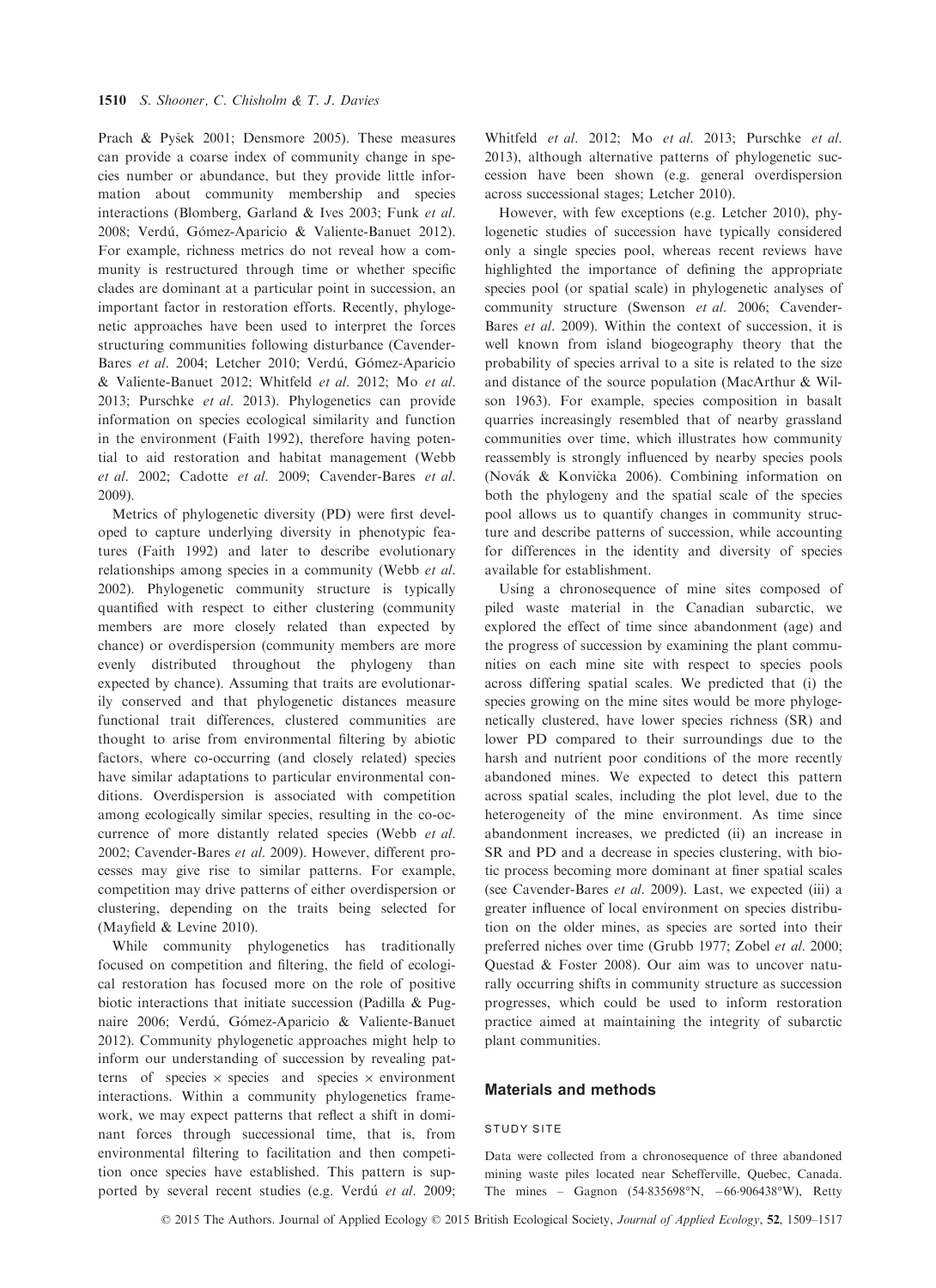Prach & Pyšek 2001; Densmore 2005). These measures can provide a coarse index of community change in species number or abundance, but they provide little information about community membership and species interactions (Blomberg, Garland & Ives 2003; Funk *et al.* 2008; Verdú, Gómez-Aparicio & Valiente-Banuet 2012). For example, richness metrics do not reveal how a community is restructured through time or whether specific clades are dominant at a particular point in succession, an important factor in restoration efforts. Recently, phylogenetic approaches have been used to interpret the forces structuring communities following disturbance (Cavender-Bares *et al.* 2004; Letcher 2010; Verdú, Gómez-Aparicio & Valiente-Banuet 2012; Whitfeld *et al.* 2012; Mo *et al.* 2013; Purschke *et al.* 2013). Phylogenetics can provide information on species ecological similarity and function in the environment (Faith 1992), therefore having potential to aid restoration and habitat management (Webb *et al.* 2002; Cadotte *et al.* 2009; Cavender-Bares *et al.* 2009).

Metrics of phylogenetic diversity (PD) were first developed to capture underlying diversity in phenotypic features (Faith 1992) and later to describe evolutionary relationships among species in a community (Webb *et al.* 2002). Phylogenetic community structure is typically quantified with respect to either clustering (community members are more closely related than expected by chance) or overdispersion (community members are more evenly distributed throughout the phylogeny than expected by chance). Assuming that traits are evolutionarily conserved and that phylogenetic distances measure functional trait differences, clustered communities are thought to arise from environmental filtering by abiotic factors, where co-occurring (and closely related) species have similar adaptations to particular environmental conditions. Overdispersion is associated with competition among ecologically similar species, resulting in the co-occurrence of more distantly related species (Webb *et al.* 2002; Cavender-Bares *et al.* 2009). However, different processes may give rise to similar patterns. For example, competition may drive patterns of either overdispersion or clustering, depending on the traits being selected for (Mayfield & Levine 2010).

While community phylogenetics has traditionally focused on competition and filtering, the field of ecological restoration has focused more on the role of positive biotic interactions that initiate succession (Padilla & Pugnaire 2006; Verdú, Gómez-Aparicio & Valiente-Banuet 2012). Community phylogenetic approaches might help to inform our understanding of succession by revealing patterns of species × species and species × environment interactions. Within a community phylogenetics framework, we may expect patterns that reflect a shift in dominant forces through successional time, that is, from environmental filtering to facilitation and then competition once species have established. This pattern is supported by several recent studies (e.g. Verdú *et al.* 2009; Whitfeld *et al.* 2012; Mo *et al.* 2013; Purschke *et al.* 2013), although alternative patterns of phylogenetic succession have been shown (e.g. general overdispersion across successional stages; Letcher 2010).

However, with few exceptions (e.g. Letcher 2010), phylogenetic studies of succession have typically considered only a single species pool, whereas recent reviews have highlighted the importance of defining the appropriate species pool (or spatial scale) in phylogenetic analyses of community structure (Swenson *et al.* 2006; Cavender-Bares *et al.* 2009). Within the context of succession, it is well known from island biogeography theory that the probability of species arrival to a site is related to the size and distance of the source population (MacArthur & Wilson 1963). For example, species composition in basalt quarries increasingly resembled that of nearby grassland communities over time, which illustrates how community reassembly is strongly influenced by nearby species pools (Novák & Konvička 2006). Combining information on both the phylogeny and the spatial scale of the species pool allows us to quantify changes in community structure and describe patterns of succession, while accounting for differences in the identity and diversity of species available for establishment.

Using a chronosequence of mine sites composed of piled waste material in the Canadian subarctic, we explored the effect of time since abandonment (age) and the progress of succession by examining the plant communities on each mine site with respect to species pools across differing spatial scales. We predicted that (i) the species growing on the mine sites would be more phylogenetically clustered, have lower species richness (SR) and lower PD compared to their surroundings due to the harsh and nutrient poor conditions of the more recently abandoned mines. We expected to detect this pattern across spatial scales, including the plot level, due to the heterogeneity of the mine environment. As time since abandonment increases, we predicted (ii) an increase in SR and PD and a decrease in species clustering, with biotic process becoming more dominant at finer spatial scales (see Cavender-Bares *et al.* 2009). Last, we expected (iii) a greater influence of local environment on species distribution on the older mines, as species are sorted into their preferred niches over time (Grubb 1977; Zobel *et al.* 2000; Questad & Foster 2008). Our aim was to uncover naturally occurring shifts in community structure as succession progresses, which could be used to inform restoration practice aimed at maintaining the integrity of subarctic plant communities.

## Materials and methods

### STUDY SITE

Data were collected from a chronosequence of three abandoned mining waste piles located near Schefferville, Quebec, Canada. The mines – Gagnon (54·835698°N, −66·906438°W), Retty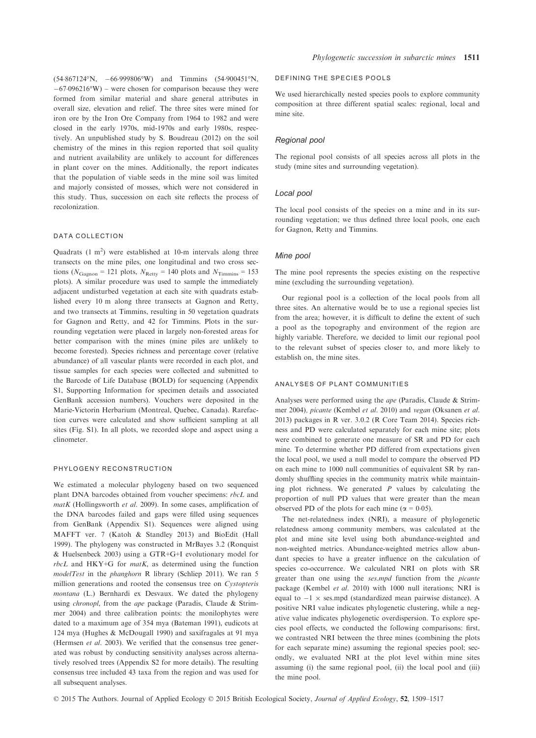(54·867124°N, −66·999806°W) and Timmins (54·900451°N, −67·096216°W) – were chosen for comparison because they were formed from similar material and share general attributes in overall size, elevation and relief. The three sites were mined for iron ore by the Iron Ore Company from 1964 to 1982 and were closed in the early 1970s, mid-1970s and early 1980s, respectively. An unpublished study by S. Boudreau (2012) on the soil chemistry of the mines in this region reported that soil quality and nutrient availability are unlikely to account for differences in plant cover on the mines. Additionally, the report indicates that the population of viable seeds in the mine soil was limited and majorly consisted of mosses, which were not considered in this study. Thus, succession on each site reflects the process of recolonization.

### DATA COLLECTION

Quadrats (1 m$^2$) were established at 10-m intervals along three transects on the mine piles, one longitudinal and two cross sections ($N_{\text{Gagnon}}$ = 121 plots, $N_{\text{Retty}}$ = 140 plots and $N_{\text{Timmins}}$ = 153 plots). A similar procedure was used to sample the immediately adjacent undisturbed vegetation at each site with quadrats established every 10 m along three transects at Gagnon and Retty, and two transects at Timmins, resulting in 50 vegetation quadrats for Gagnon and Retty, and 42 for Timmins. Plots in the surrounding vegetation were placed in largely non-forested areas for better comparison with the mines (mine piles are unlikely to become forested). Species richness and percentage cover (relative abundance) of all vascular plants were recorded in each plot, and tissue samples for each species were collected and submitted to the Barcode of Life Database (BOLD) for sequencing (Appendix S1, Supporting Information for specimen details and associated GenBank accession numbers). Vouchers were deposited in the Marie-Victorin Herbarium (Montreal, Quebec, Canada). Rarefaction curves were calculated and show sufficient sampling at all sites (Fig. S1). In all plots, we recorded slope and aspect using a clinometer.

### PHYLOGENY RECONSTRUCTION

We estimated a molecular phylogeny based on two sequenced plant DNA barcodes obtained from voucher specimens: *rbcL* and *matK* (Hollingsworth *et al*. 2009). In some cases, amplification of the DNA barcodes failed and gaps were filled using sequences from GenBank (Appendix S1). Sequences were aligned using MAFFT ver. 7 (Katoh & Standley 2013) and BioEdit (Hall 1999). The phylogeny was constructed in MrBayes 3.2 (Ronquist & Huelsenbeck 2003) using a GTR+G+I evolutionary model for *rbcL* and HKY+G for *matK*, as determined using the function *modelTest* in the *phanghorn* R library (Schliep 2011). We ran 5 million generations and rooted the consensus tree on *Cystopteris montana* (L.) Bernhardi ex Desvaux. We dated the phylogeny using *chronopl*, from the *ape* package (Paradis, Claude & Strimmer 2004) and three calibration points: the monilophytes were dated to a maximum age of 354 mya (Bateman 1991), eudicots at 124 mya (Hughes & McDougall 1990) and saxifragales at 91 mya (Hermsen *et al*. 2003). We verified that the consensus tree generated was robust by conducting sensitivity analyses across alternatively resolved trees (Appendix S2 for more details). The resulting consensus tree included 43 taxa from the region and was used for all subsequent analyses.

### DEFINING THE SPECIES POOLS

We used hierarchically nested species pools to explore community composition at three different spatial scales: regional, local and mine site.

#### *Regional pool*

The regional pool consists of all species across all plots in the study (mine sites and surrounding vegetation).

#### *Local pool*

The local pool consists of the species on a mine and in its surrounding vegetation; we thus defined three local pools, one each for Gagnon, Retty and Timmins.

#### *Mine pool*

The mine pool represents the species existing on the respective mine (excluding the surrounding vegetation).

Our regional pool is a collection of the local pools from all three sites. An alternative would be to use a regional species list from the area; however, it is difficult to define the extent of such a pool as the topography and environment of the region are highly variable. Therefore, we decided to limit our regional pool to the relevant subset of species closer to, and more likely to establish on, the mine sites.

### ANALYSES OF PLANT COMMUNITIES

Analyses were performed using the *ape* (Paradis, Claude & Strimmer 2004), *picante* (Kembel *et al*. 2010) and *vegan* (Oksanen *et al*. 2013) packages in R ver. 3.0.2 (R Core Team 2014). Species richness and PD were calculated separately for each mine site; plots were combined to generate one measure of SR and PD for each mine. To determine whether PD differed from expectations given the local pool, we used a null model to compare the observed PD on each mine to 1000 null communities of equivalent SR by randomly shuffling species in the community matrix while maintaining plot richness. We generated $P$ values by calculating the proportion of null PD values that were greater than the mean observed PD of the plots for each mine ($\alpha$ = 0·05).

The net-relatedness index (NRI), a measure of phylogenetic relatedness among community members, was calculated at the plot and mine site level using both abundance-weighted and non-weighted metrics. Abundance-weighted metrics allow abundant species to have a greater influence on the calculation of species co-occurrence. We calculated NRI on plots with SR greater than one using the *ses.mpd* function from the *picante* package (Kembel *et al*. 2010) with 1000 null iterations; NRI is equal to $-1 \times$ ses.mpd (standardized mean pairwise distance). A positive NRI value indicates phylogenetic clustering, while a negative value indicates phylogenetic overdispersion. To explore species pool effects, we conducted the following comparisons: first, we contrasted NRI between the three mines (combining the plots for each separate mine) assuming the regional species pool; secondly, we evaluated NRI at the plot level within mine sites assuming (i) the same regional pool, (ii) the local pool and (iii) the mine pool.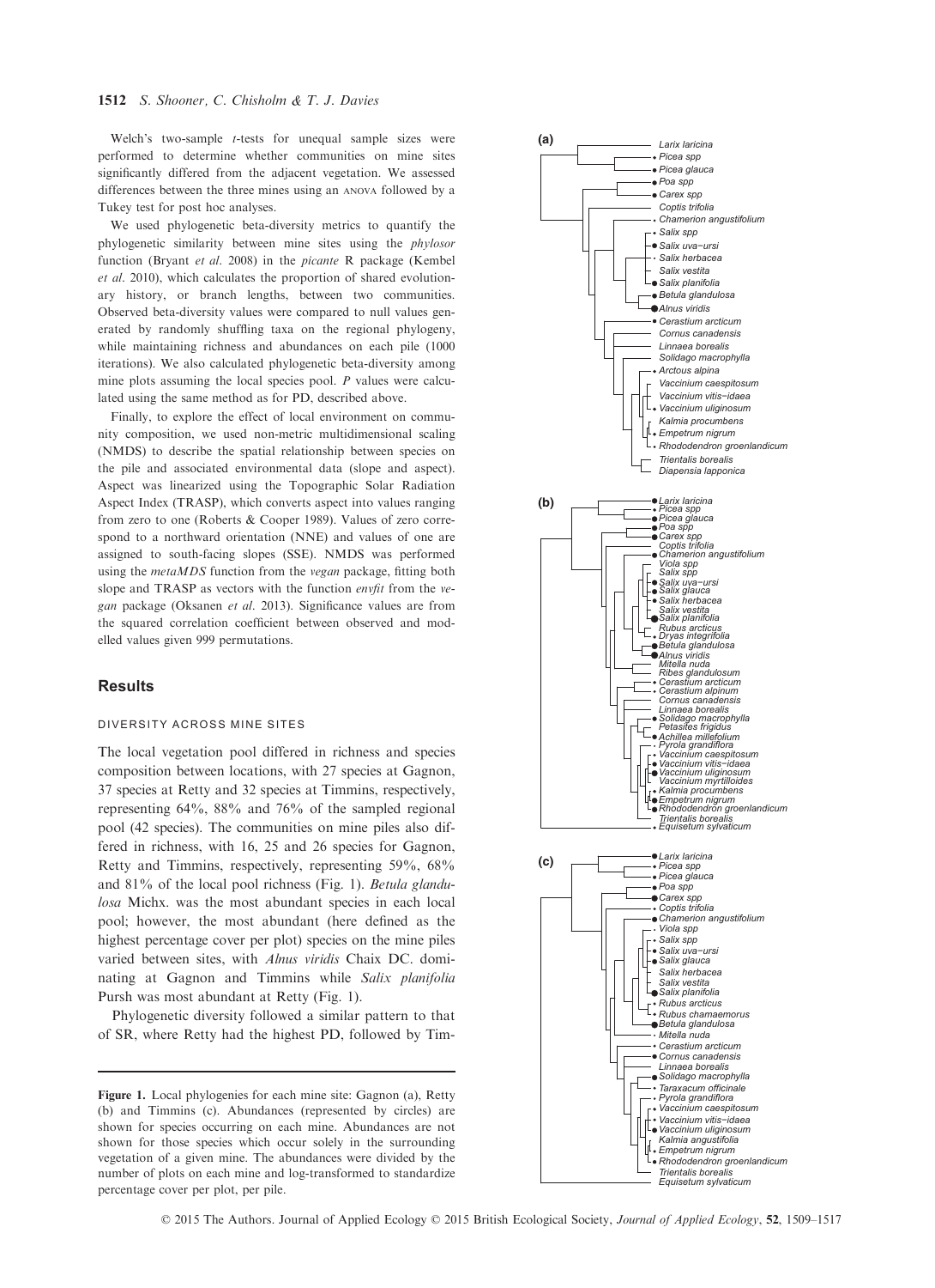Welch's two-sample *t*-tests for unequal sample sizes were performed to determine whether communities on mine sites significantly differed from the adjacent vegetation. We assessed differences between the three mines using an ANOVA followed by a Tukey test for post hoc analyses.

We used phylogenetic beta-diversity metrics to quantify the phylogenetic similarity between mine sites using the *phylosor* function (Bryant *et al.* 2008) in the *picante* R package (Kembel *et al.* 2010), which calculates the proportion of shared evolutionary history, or branch lengths, between two communities. Observed beta-diversity values were compared to null values generated by randomly shuffling taxa on the regional phylogeny, while maintaining richness and abundances on each pile (1000 iterations). We also calculated phylogenetic beta-diversity among mine plots assuming the local species pool. *P* values were calculated using the same method as for PD, described above.

Finally, to explore the effect of local environment on community composition, we used non-metric multidimensional scaling (NMDS) to describe the spatial relationship between species on the pile and associated environmental data (slope and aspect). Aspect was linearized using the Topographic Solar Radiation Aspect Index (TRASP), which converts aspect into values ranging from zero to one (Roberts & Cooper 1989). Values of zero correspond to a northward orientation (NNE) and values of one are assigned to south-facing slopes (SSE). NMDS was performed using the *metaMDS* function from the *vegan* package, fitting both slope and TRASP as vectors with the function *envfit* from the *vegan* package (Oksanen *et al.* 2013). Significance values are from the squared correlation coefficient between observed and modelled values given 999 permutations.

## Results

### DIVERSITY ACROSS MINE SITES

The local vegetation pool differed in richness and species composition between locations, with 27 species at Gagnon, 37 species at Retty and 32 species at Timmins, respectively, representing 64%, 88% and 76% of the sampled regional pool (42 species). The communities on mine piles also differed in richness, with 16, 25 and 26 species for Gagnon, Retty and Timmins, respectively, representing 59%, 68% and 81% of the local pool richness (Fig. 1). *Betula glandulosa* Michx. was the most abundant species in each local pool; however, the most abundant (here defined as the highest percentage cover per plot) species on the mine piles varied between sites, with *Alnus viridis* Chaix DC. dominating at Gagnon and Timmins while *Salix planifolia* Pursh was most abundant at Retty (Fig. 1).

Phylogenetic diversity followed a similar pattern to that of SR, where Retty had the highest PD, followed by Tim-

(a)

Larix laricina
Picea spp
Picea glauca
Poa spp
Carex spp
Coptis trifolia
Chamerion angustifolium
Salix spp
Salix uva−ursi
Salix herbacea
Salix vestita
Salix planifolia
Betula glandulosa
Alnus viridis
Cerastium arcticum
Cornus canadensis
Linnaea borealis
Solidago macrophylla
Arctous alpina
Vaccinium caespitosum
Vaccinium vitis−idaea
Vaccinium uliginosum
Kalmia procumbens
Empetrum nigrum
Rhododendron groenlandicum
Trientalis borealis
Diapensia lapponica

(b)

Larix laricina
Picea spp
Picea glauca
Poa spp
Carex spp
Coptis trifolia
Chamerion angustifolium
Viola spp
Salix spp
Salix uva−ursi
Salix glauca
Salix herbacea
Salix vestita
Salix planifolia
Rubus arcticus
Dryas integrifolia
Betula glandulosa
Alnus viridis
Mitella nuda
Ribes glandulosum
Cerastium arcticum
Cerastium alpinum
Cornus canadensis
Linnaea borealis
Solidago macrophylla
Petasites frigidus
Achillea millefolium
Pyrola grandiflora
Vaccinium caespitosum
Vaccinium vitis−idaea
Vaccinium uliginosum
Vaccinium myrtilloides
Kalmia procumbens
Empetrum nigrum
Rhododendron groenlandicum
Trientalis borealis
Equisetum sylvaticum

(c)

Larix laricina
Picea spp
Picea glauca
Poa spp
Carex spp
Coptis trifolia
Chamerion angustifolium
Viola spp
Salix spp
Salix uva−ursi
Salix glauca
Salix herbacea
Salix vestita
Salix planifolia
Rubus arcticus
Rubus chamaemorus
Betula glandulosa
Mitella nuda
Cerastium arcticum
Cornus canadensis
Linnaea borealis
Solidago macrophylla
Taraxacum officinale
Pyrola grandiflora
Vaccinium caespitosum
Vaccinium vitis−idaea
Vaccinium uliginosum
Kalmia angustifolia
Empetrum nigrum
Rhododendron groenlandicum
Trientalis borealis
Equisetum sylvaticum

**Figure 1.** Local phylogenies for each mine site: Gagnon (a), Retty (b) and Timmins (c). Abundances (represented by circles) are shown for species occurring on each mine. Abundances are not shown for those species which occur solely in the surrounding vegetation of a given mine. The abundances were divided by the number of plots on each mine and log-transformed to standardize percentage cover per plot, per pile.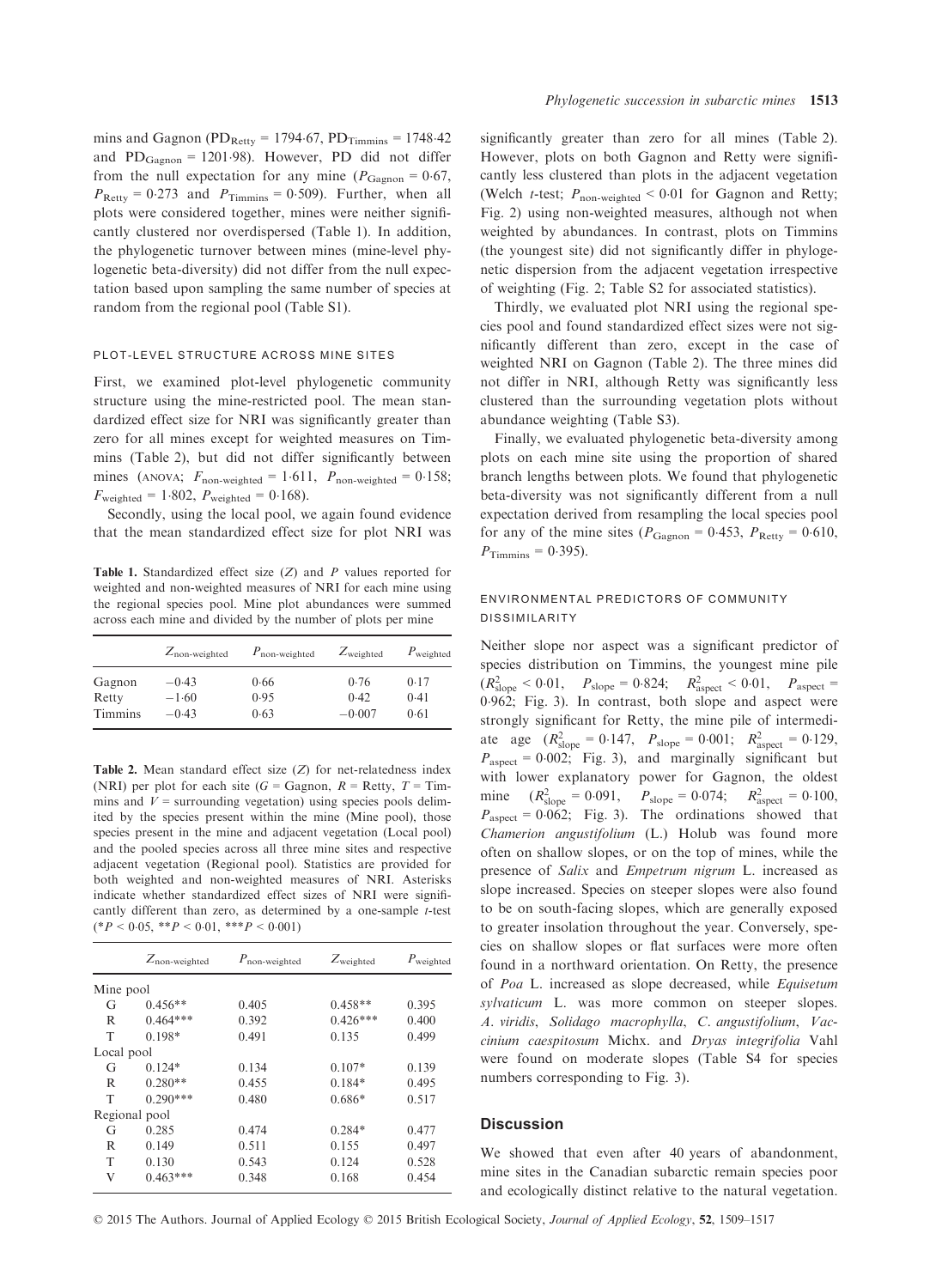mins and Gagnon ($PD_{Retty}$ = 1794·67, $PD_{Timmins}$ = 1748·42 and $PD_{Gagnon}$ = 1201·98). However, PD did not differ from the null expectation for any mine ($P_{Gagnon}$ = 0·67, $P_{Retty}$ = 0·273 and $P_{Timmins}$ = 0·509). Further, when all plots were considered together, mines were neither significantly clustered nor overdispersed (Table 1). In addition, the phylogenetic turnover between mines (mine-level phylogenetic beta-diversity) did not differ from the null expectation based upon sampling the same number of species at random from the regional pool (Table S1).

#### PLOT-LEVEL STRUCTURE ACROSS MINE SITES

First, we examined plot-level phylogenetic community structure using the mine-restricted pool. The mean standardized effect size for NRI was significantly greater than zero for all mines except for weighted measures on Timmins (Table 2), but did not differ significantly between mines (ANOVA; $F_{non\text{-}weighted}$ = 1·611, $P_{non\text{-}weighted}$ = 0·158; $F_{weighted}$ = 1·802, $P_{weighted}$ = 0·168).

Secondly, using the local pool, we again found evidence that the mean standardized effect size for plot NRI was significantly greater than zero for all mines (Table 2). However, plots on both Gagnon and Retty were significantly less clustered than plots in the adjacent vegetation (Welch *t*-test; $P_{non\text{-}weighted}$ < 0·01 for Gagnon and Retty; Fig. 2) using non-weighted measures, although not when weighted by abundances. In contrast, plots on Timmins (the youngest site) did not significantly differ in phylogenetic dispersion from the adjacent vegetation irrespective of weighting (Fig. 2; Table S2 for associated statistics).

Thirdly, we evaluated plot NRI using the regional species pool and found standardized effect sizes were not significantly different than zero, except in the case of weighted NRI on Gagnon (Table 2). The three mines did not differ in NRI, although Retty was significantly less clustered than the surrounding vegetation plots without abundance weighting (Table S3).

Finally, we evaluated phylogenetic beta-diversity among plots on each mine site using the proportion of shared branch lengths between plots. We found that phylogenetic beta-diversity was not significantly different from a null expectation derived from resampling the local species pool for any of the mine sites ($P_{Gagnon}$ = 0·453, $P_{Retty}$ = 0·610, $P_{Timmins}$ = 0·395).

**Table 1.** Standardized effect size ($Z$) and $P$ values reported for weighted and non-weighted measures of NRI for each mine using the regional species pool. Mine plot abundances were summed across each mine and divided by the number of plots per mine

| | $Z_{non\text{-}weighted}$ | $P_{non\text{-}weighted}$ | $Z_{weighted}$ | $P_{weighted}$ |
|---|---|---|---|---|
| Gagnon | −0·43 | 0·66 | 0·76 | 0·17 |
| Retty | −1·60 | 0·95 | 0·42 | 0·41 |
| Timmins | −0·43 | 0·63 | −0·007 | 0·61 |

**Table 2.** Mean standard effect size ($Z$) for net-relatedness index (NRI) per plot for each site ($G$ = Gagnon, $R$ = Retty, $T$ = Timmins and $V$ = surrounding vegetation) using species pools delimited by the species present within the mine (Mine pool), those species present in the mine and adjacent vegetation (Local pool) and the pooled species across all three mine sites and respective adjacent vegetation (Regional pool). Statistics are provided for both weighted and non-weighted measures of NRI. Asterisks indicate whether standardized effect sizes of NRI were significantly different than zero, as determined by a one-sample *t*-test (*$P$ < 0·05, **$P$ < 0·01, ***$P$ < 0·001)

| | $Z_{non\text{-}weighted}$ | $P_{non\text{-}weighted}$ | $Z_{weighted}$ | $P_{weighted}$ |
|---|---|---|---|---|
| Mine pool | | | | |
| G | 0·456** | 0·405 | 0·458** | 0·395 |
| R | 0·464*** | 0·392 | 0·426*** | 0·400 |
| T | 0·198* | 0·491 | 0·135 | 0·499 |
| Local pool | | | | |
| G | 0·124* | 0·134 | 0·107* | 0·139 |
| R | 0·280** | 0·455 | 0·184* | 0·495 |
| T | 0·290*** | 0·480 | 0·686* | 0·517 |
| Regional pool | | | | |
| G | 0·285 | 0·474 | 0·284* | 0·477 |
| R | 0·149 | 0·511 | 0·155 | 0·497 |
| T | 0·130 | 0·543 | 0·124 | 0·528 |
| V | 0·463*** | 0·348 | 0·168 | 0·454 |

#### ENVIRONMENTAL PREDICTORS OF COMMUNITY DISSIMILARITY

Neither slope nor aspect was a significant predictor of species distribution on Timmins, the youngest mine pile ($R^2_{slope}$ < 0·01, $P_{slope}$ = 0·824; $R^2_{aspect}$ < 0·01, $P_{aspect}$ = 0·962; Fig. 3). In contrast, both slope and aspect were strongly significant for Retty, the mine pile of intermediate age ($R^2_{slope}$ = 0·147, $P_{slope}$ = 0·001; $R^2_{aspect}$ = 0·129, $P_{aspect}$ = 0·002; Fig. 3), and marginally significant but with lower explanatory power for Gagnon, the oldest mine ($R^2_{slope}$ = 0·091, $P_{slope}$ = 0·074; $R^2_{aspect}$ = 0·100, $P_{aspect}$ = 0·062; Fig. 3). The ordinations showed that *Chamerion angustifolium* (L.) Holub was found more often on shallow slopes, or on the top of mines, while the presence of *Salix* and *Empetrum nigrum* L. increased as slope increased. Species on steeper slopes were also found to be on south-facing slopes, which are generally exposed to greater insolation throughout the year. Conversely, species on shallow slopes or flat surfaces were more often found in a northward orientation. On Retty, the presence of *Poa* L. increased as slope decreased, while *Equisetum sylvaticum* L. was more common on steeper slopes. *A. viridis*, *Solidago macrophylla*, *C. angustifolium*, *Vaccinium caespitosum* Michx. and *Dryas integrifolia* Vahl were found on moderate slopes (Table S4 for species numbers corresponding to Fig. 3).

## Discussion

We showed that even after 40 years of abandonment, mine sites in the Canadian subarctic remain species poor and ecologically distinct relative to the natural vegetation.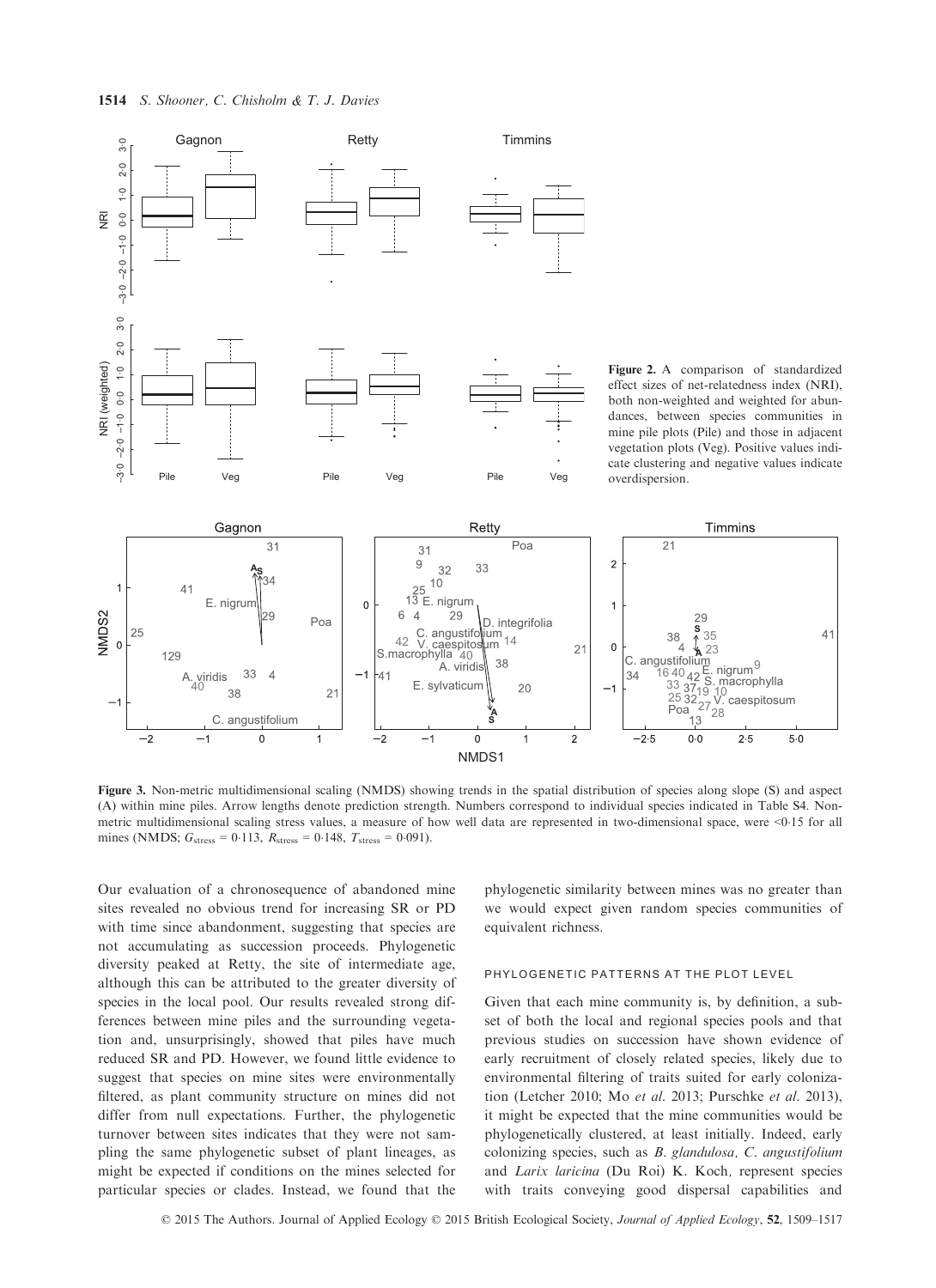Gagnon

Retty

Timmins

NRI

3·0 2·0 1·0 0·0 −1·0 −2·0 −3·0

NRI (weighted)

3·0 2·0 1·0 0·0 −1·0 −2·0 −3·0

Pile Veg Pile Veg Pile Veg

**Figure 2.** A comparison of standardized effect sizes of net-relatedness index (NRI), both non-weighted and weighted for abundances, between species communities in mine pile plots (Pile) and those in adjacent vegetation plots (Veg). Positive values indicate clustering and negative values indicate overdispersion.

Gagnon

31
A S
34
41
E. nigrum
29
Poa
25
129
A. viridis
40
33 4
38
21
C. angustifolium

Retty

31
9
32 33
Poa
10
25
13 E. nigrum
6 4 29
D. integrifolia
C. angustifolium
42 V. caespitosum 14
S.macrophylla 40
21
A. viridis
38
41
E. sylvaticum
20
A
S

Timmins

21
29
S
38 35
4 23
A
41
C. angustifolium
34
16 40 42 E. nigrum 9
S. macrophylla
33 37 19 10
25 32 V. caespitosum
Poa 27 28
13

NMDS2

1 0 −1

NMDS1

−2 −1 0 1 −2 −1 0 1 2 −2·5 0·0 2·5 5·0

**Figure 3.** Non-metric multidimensional scaling (NMDS) showing trends in the spatial distribution of species along slope (S) and aspect (A) within mine piles. Arrow lengths denote prediction strength. Numbers correspond to individual species indicated in Table S4. Non-metric multidimensional scaling stress values, a measure of how well data are represented in two-dimensional space, were <0·15 for all mines (NMDS; $G_{stress} = 0{\cdot}113$, $R_{stress} = 0{\cdot}148$, $T_{stress} = 0{\cdot}091$).

Our evaluation of a chronosequence of abandoned mine sites revealed no obvious trend for increasing SR or PD with time since abandonment, suggesting that species are not accumulating as succession proceeds. Phylogenetic diversity peaked at Retty, the site of intermediate age, although this can be attributed to the greater diversity of species in the local pool. Our results revealed strong differences between mine piles and the surrounding vegetation and, unsurprisingly, showed that piles have much reduced SR and PD. However, we found little evidence to suggest that species on mine sites were environmentally filtered, as plant community structure on mines did not differ from null expectations. Further, the phylogenetic turnover between sites indicates that they were not sampling the same phylogenetic subset of plant lineages, as might be expected if conditions on the mines selected for particular species or clades. Instead, we found that the phylogenetic similarity between mines was no greater than we would expect given random species communities of equivalent richness.

### PHYLOGENETIC PATTERNS AT THE PLOT LEVEL

Given that each mine community is, by definition, a subset of both the local and regional species pools and that previous studies on succession have shown evidence of early recruitment of closely related species, likely due to environmental filtering of traits suited for early colonization (Letcher 2010; Mo *et al.* 2013; Purschke *et al.* 2013), it might be expected that the mine communities would be phylogenetically clustered, at least initially. Indeed, early colonizing species, such as *B. glandulosa*, *C. angustifolium* and *Larix laricina* (Du Roi) K. Koch*,* represent species with traits conveying good dispersal capabilities and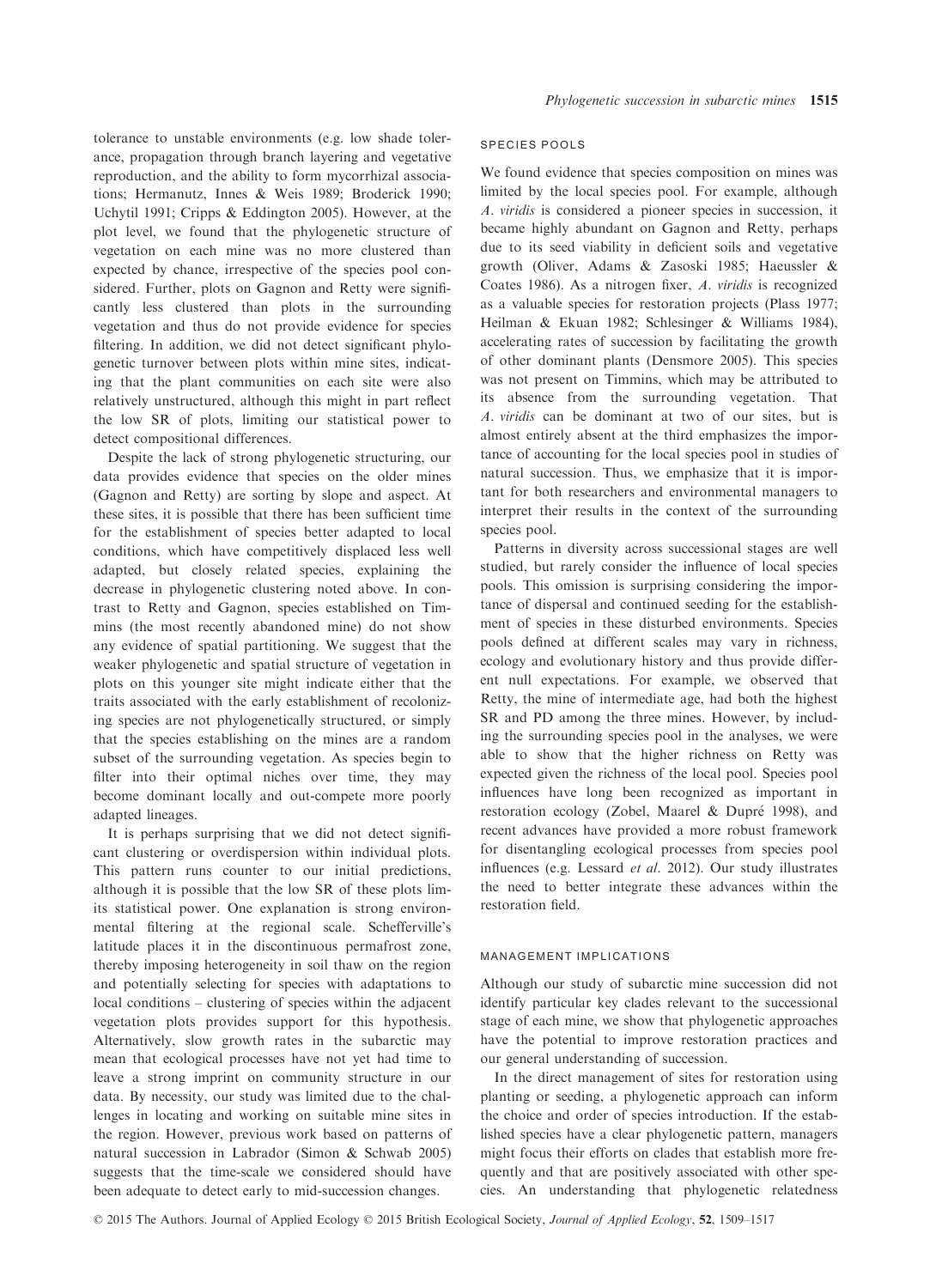tolerance to unstable environments (e.g. low shade tolerance, propagation through branch layering and vegetative reproduction, and the ability to form mycorrhizal associations; Hermanutz, Innes & Weis 1989; Broderick 1990; Uchytil 1991; Cripps & Eddington 2005). However, at the plot level, we found that the phylogenetic structure of vegetation on each mine was no more clustered than expected by chance, irrespective of the species pool considered. Further, plots on Gagnon and Retty were significantly less clustered than plots in the surrounding vegetation and thus do not provide evidence for species filtering. In addition, we did not detect significant phylogenetic turnover between plots within mine sites, indicating that the plant communities on each site were also relatively unstructured, although this might in part reflect the low SR of plots, limiting our statistical power to detect compositional differences.

Despite the lack of strong phylogenetic structuring, our data provides evidence that species on the older mines (Gagnon and Retty) are sorting by slope and aspect. At these sites, it is possible that there has been sufficient time for the establishment of species better adapted to local conditions, which have competitively displaced less well adapted, but closely related species, explaining the decrease in phylogenetic clustering noted above. In contrast to Retty and Gagnon, species established on Timmins (the most recently abandoned mine) do not show any evidence of spatial partitioning. We suggest that the weaker phylogenetic and spatial structure of vegetation in plots on this younger site might indicate either that the traits associated with the early establishment of recolonizing species are not phylogenetically structured, or simply that the species establishing on the mines are a random subset of the surrounding vegetation. As species begin to filter into their optimal niches over time, they may become dominant locally and out-compete more poorly adapted lineages.

It is perhaps surprising that we did not detect significant clustering or overdispersion within individual plots. This pattern runs counter to our initial predictions, although it is possible that the low SR of these plots limits its statistical power. One explanation is strong environmental filtering at the regional scale. Schefferville's latitude places it in the discontinuous permafrost zone, thereby imposing heterogeneity in soil thaw on the region and potentially selecting for species with adaptations to local conditions – clustering of species within the adjacent vegetation plots provides support for this hypothesis. Alternatively, slow growth rates in the subarctic may mean that ecological processes have not yet had time to leave a strong imprint on community structure in our data. By necessity, our study was limited due to the challenges in locating and working on suitable mine sites in the region. However, previous work based on patterns of natural succession in Labrador (Simon & Schwab 2005) suggests that the time-scale we considered should have been adequate to detect early to mid-succession changes.

### SPECIES POOLS

We found evidence that species composition on mines was limited by the local species pool. For example, although *A. viridis* is considered a pioneer species in succession, it became highly abundant on Gagnon and Retty, perhaps due to its seed viability in deficient soils and vegetative growth (Oliver, Adams & Zasoski 1985; Haeussler & Coates 1986). As a nitrogen fixer, *A. viridis* is recognized as a valuable species for restoration projects (Plass 1977; Heilman & Ekuan 1982; Schlesinger & Williams 1984), accelerating rates of succession by facilitating the growth of other dominant plants (Densmore 2005). This species was not present on Timmins, which may be attributed to its absence from the surrounding vegetation. That *A. viridis* can be dominant at two of our sites, but is almost entirely absent at the third emphasizes the importance of accounting for the local species pool in studies of natural succession. Thus, we emphasize that it is important for both researchers and environmental managers to interpret their results in the context of the surrounding species pool.

Patterns in diversity across successional stages are well studied, but rarely consider the influence of local species pools. This omission is surprising considering the importance of dispersal and continued seeding for the establishment of species in these disturbed environments. Species pools defined at different scales may vary in richness, ecology and evolutionary history and thus provide different null expectations. For example, we observed that Retty, the mine of intermediate age, had both the highest SR and PD among the three mines. However, by including the surrounding species pool in the analyses, we were able to show that the higher richness on Retty was expected given the richness of the local pool. Species pool influences have long been recognized as important in restoration ecology (Zobel, Maarel & Dupré 1998), and recent advances have provided a more robust framework for disentangling ecological processes from species pool influences (e.g. Lessard *et al*. 2012). Our study illustrates the need to better integrate these advances within the restoration field.

### MANAGEMENT IMPLICATIONS

Although our study of subarctic mine succession did not identify particular key clades relevant to the successional stage of each mine, we show that phylogenetic approaches have the potential to improve restoration practices and our general understanding of succession.

In the direct management of sites for restoration using planting or seeding, a phylogenetic approach can inform the choice and order of species introduction. If the established species have a clear phylogenetic pattern, managers might focus their efforts on clades that establish more frequently and that are positively associated with other species. An understanding that phylogenetic relatedness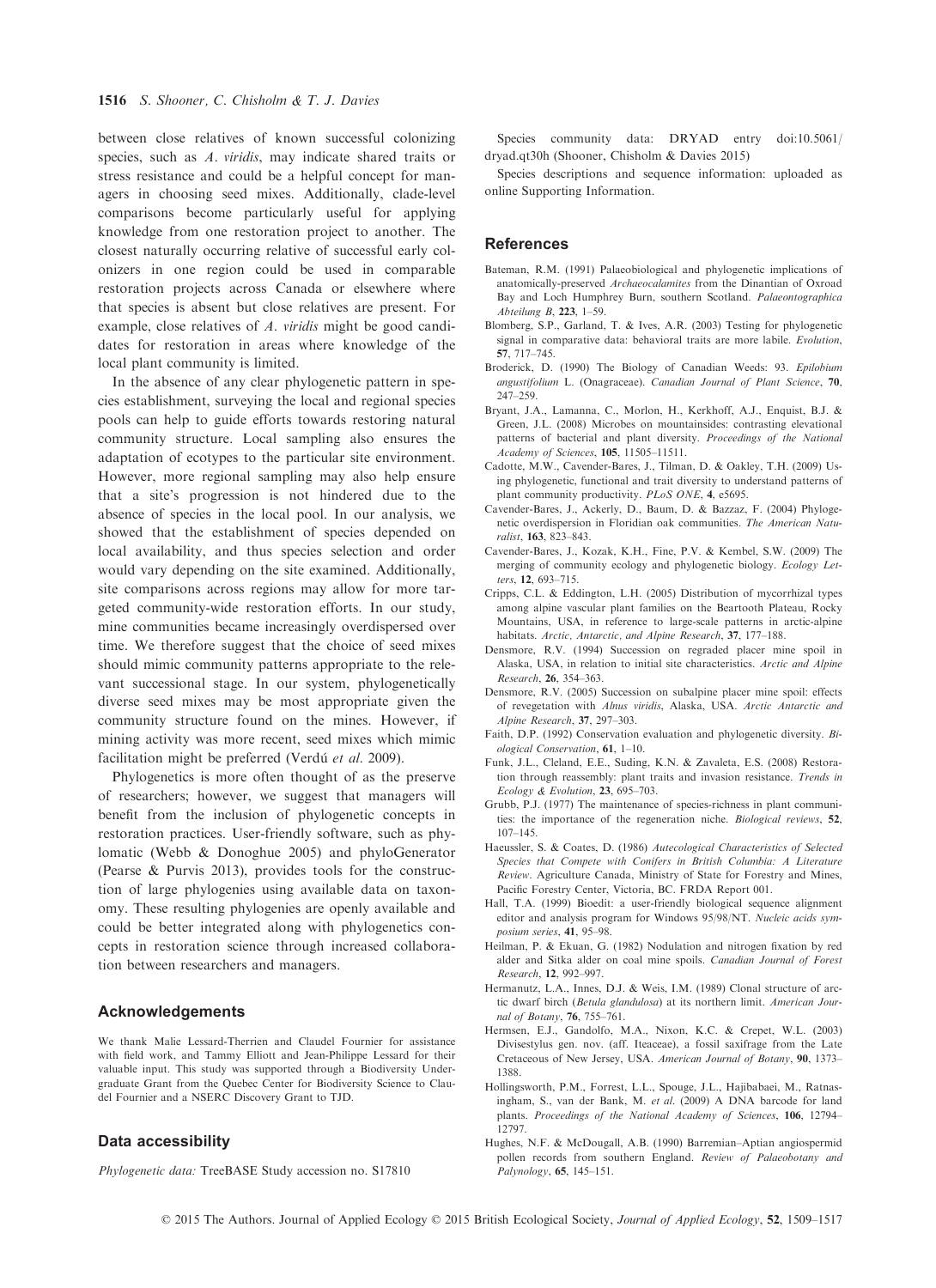between close relatives of known successful colonizing species, such as *A. viridis*, may indicate shared traits or stress resistance and could be a helpful concept for managers in choosing seed mixes. Additionally, clade-level comparisons become particularly useful for applying knowledge from one restoration project to another. The closest naturally occurring relative of successful early colonizers in one region could be used in comparable restoration projects across Canada or elsewhere where that species is absent but close relatives are present. For example, close relatives of *A. viridis* might be good candidates for restoration in areas where knowledge of the local plant community is limited.

In the absence of any clear phylogenetic pattern in species establishment, surveying the local and regional species pools can help to guide efforts towards restoring natural community structure. Local sampling also ensures the adaptation of ecotypes to the particular site environment. However, more regional sampling may also help ensure that a site's progression is not hindered due to the absence of species in the local pool. In our analysis, we showed that the establishment of species depended on local availability, and thus species selection and order would vary depending on the site examined. Additionally, site comparisons across regions may allow for more targeted community-wide restoration efforts. In our study, mine communities became increasingly overdispersed over time. We therefore suggest that the choice of seed mixes should mimic community patterns appropriate to the relevant successional stage. In our system, phylogenetically diverse seed mixes may be most appropriate given the community structure found on the mines. However, if mining activity was more recent, seed mixes which mimic facilitation might be preferred (Verdú *et al.* 2009).

Phylogenetics is more often thought of as the preserve of researchers; however, we suggest that managers will benefit from the inclusion of phylogenetic concepts in restoration practices. User-friendly software, such as phylomatic (Webb & Donoghue 2005) and phyloGenerator (Pearse & Purvis 2013), provides tools for the construction of large phylogenies using available data on taxonomy. These resulting phylogenies are openly available and could be better integrated along with phylogenetics concepts in restoration science through increased collaboration between researchers and managers.

## Acknowledgements

We thank Malie Lessard-Therrien and Claudel Fournier for assistance with field work, and Tammy Elliott and Jean-Philippe Lessard for their valuable input. This study was supported through a Biodiversity Undergraduate Grant from the Quebec Center for Biodiversity Science to Claudel Fournier and a NSERC Discovery Grant to TJD.

## Data accessibility

*Phylogenetic data:* TreeBASE Study accession no. S17810

Species community data: DRYAD entry doi:10.5061/dryad.qt30h (Shooner, Chisholm & Davies 2015)

Species descriptions and sequence information: uploaded as online Supporting Information.

## References

Bateman, R.M. (1991) Palaeobiological and phylogenetic implications of anatomically-preserved *Archaeocalamites* from the Dinantian of Oxroad Bay and Loch Humphrey Burn, southern Scotland. *Palaeontographica Abteilung B*, **223**, 1–59.

Blomberg, S.P., Garland, T. & Ives, A.R. (2003) Testing for phylogenetic signal in comparative data: behavioral traits are more labile. *Evolution*, **57**, 717–745.

Broderick, D. (1990) The Biology of Canadian Weeds: 93. *Epilobium angustifolium* L. (Onagraceae). *Canadian Journal of Plant Science*, **70**, 247–259.

Bryant, J.A., Lamanna, C., Morlon, H., Kerkhoff, A.J., Enquist, B.J. & Green, J.L. (2008) Microbes on mountainsides: contrasting elevational patterns of bacterial and plant diversity. *Proceedings of the National Academy of Sciences*, **105**, 11505–11511.

Cadotte, M.W., Cavender-Bares, J., Tilman, D. & Oakley, T.H. (2009) Using phylogenetic, functional and trait diversity to understand patterns of plant community productivity. *PLoS ONE*, **4**, e5695.

Cavender-Bares, J., Ackerly, D., Baum, D. & Bazzaz, F. (2004) Phylogenetic overdispersion in Floridian oak communities. *The American Naturalist*, **163**, 823–843.

Cavender-Bares, J., Kozak, K.H., Fine, P.V. & Kembel, S.W. (2009) The merging of community ecology and phylogenetic biology. *Ecology Letters*, **12**, 693–715.

Cripps, C.L. & Eddington, L.H. (2005) Distribution of mycorrhizal types among alpine vascular plant families on the Beartooth Plateau, Rocky Mountains, USA, in reference to large-scale patterns in arctic-alpine habitats. *Arctic, Antarctic, and Alpine Research*, **37**, 177–188.

Densmore, R.V. (1994) Succession on regraded placer mine spoil in Alaska, USA, in relation to initial site characteristics. *Arctic and Alpine Research*, **26**, 354–363.

Densmore, R.V. (2005) Succession on subalpine placer mine spoil: effects of revegetation with *Alnus viridis*, Alaska, USA. *Arctic Antarctic and Alpine Research*, **37**, 297–303.

Faith, D.P. (1992) Conservation evaluation and phylogenetic diversity. *Biological Conservation*, **61**, 1–10.

Funk, J.L., Cleland, E.E., Suding, K.N. & Zavaleta, E.S. (2008) Restoration through reassembly: plant traits and invasion resistance. *Trends in Ecology & Evolution*, **23**, 695–703.

Grubb, P.J. (1977) The maintenance of species-richness in plant communities: the importance of the regeneration niche. *Biological reviews*, **52**, 107–145.

Haeussler, S. & Coates, D. (1986) *Autecological Characteristics of Selected Species that Compete with Conifers in British Columbia: A Literature Review*. Agriculture Canada, Ministry of State for Forestry and Mines, Pacific Forestry Center, Victoria, BC. FRDA Report 001.

Hall, T.A. (1999) Bioedit: a user-friendly biological sequence alignment editor and analysis program for Windows 95/98/NT. *Nucleic acids symposium series*, **41**, 95–98.

Heilman, P. & Ekuan, G. (1982) Nodulation and nitrogen fixation by red alder and Sitka alder on coal mine spoils. *Canadian Journal of Forest Research*, **12**, 992–997.

Hermanutz, L.A., Innes, D.J. & Weis, I.M. (1989) Clonal structure of arctic dwarf birch (*Betula glandulosa*) at its northern limit. *American Journal of Botany*, **76**, 755–761.

Hermsen, E.J., Gandolfo, M.A., Nixon, K.C. & Crepet, W.L. (2003) Divisestylus gen. nov. (aff. Iteaceae), a fossil saxifrage from the Late Cretaceous of New Jersey, USA. *American Journal of Botany*, **90**, 1373–1388.

Hollingsworth, P.M., Forrest, L.L., Spouge, J.L., Hajibabaei, M., Ratnasingham, S., van der Bank, M. *et al.* (2009) A DNA barcode for land plants. *Proceedings of the National Academy of Sciences*, **106**, 12794–12797.

Hughes, N.F. & McDougall, A.B. (1990) Barremian–Aptian angiospermid pollen records from southern England. *Review of Palaeobotany and Palynology*, **65**, 145–151.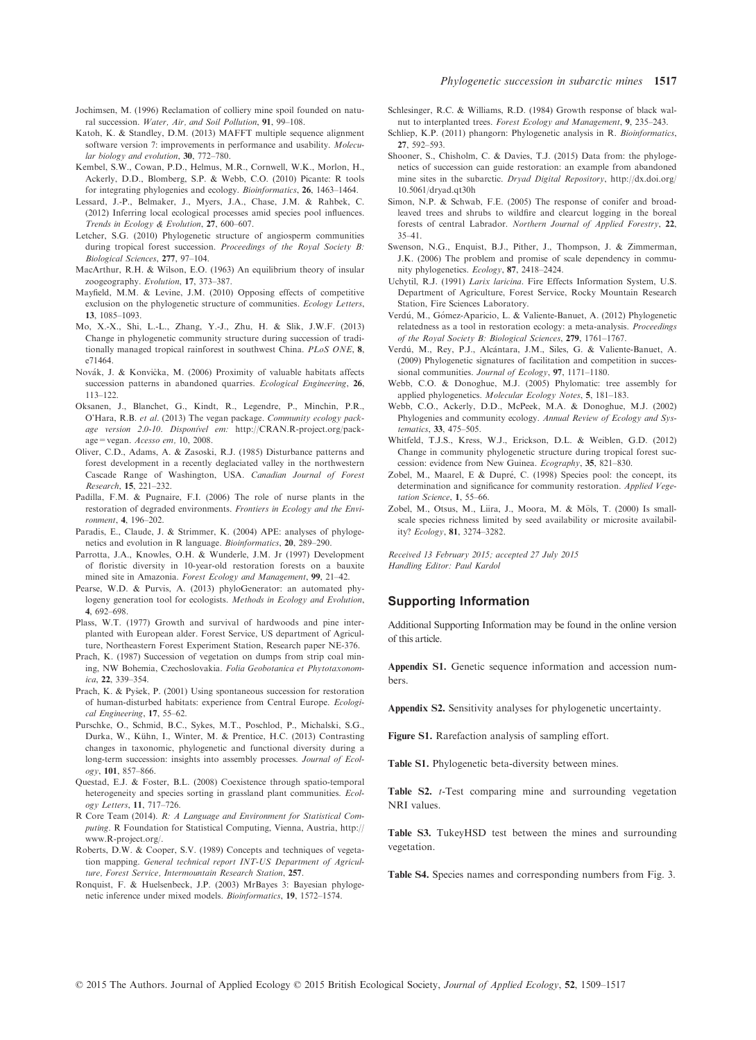Jochimsen, M. (1996) Reclamation of colliery mine spoil founded on natural succession. *Water, Air, and Soil Pollution*, **91**, 99–108.

Katoh, K. & Standley, D.M. (2013) MAFFT multiple sequence alignment software version 7: improvements in performance and usability. *Molecular biology and evolution*, **30**, 772–780.

Kembel, S.W., Cowan, P.D., Helmus, M.R., Cornwell, W.K., Morlon, H., Ackerly, D.D., Blomberg, S.P. & Webb, C.O. (2010) Picante: R tools for integrating phylogenies and ecology. *Bioinformatics*, **26**, 1463–1464.

Lessard, J.-P., Belmaker, J., Myers, J.A., Chase, J.M. & Rahbek, C. (2012) Inferring local ecological processes amid species pool influences. *Trends in Ecology & Evolution*, **27**, 600–607.

Letcher, S.G. (2010) Phylogenetic structure of angiosperm communities during tropical forest succession. *Proceedings of the Royal Society B: Biological Sciences*, **277**, 97–104.

MacArthur, R.H. & Wilson, E.O. (1963) An equilibrium theory of insular zoogeography. *Evolution*, **17**, 373–387.

Mayfield, M.M. & Levine, J.M. (2010) Opposing effects of competitive exclusion on the phylogenetic structure of communities. *Ecology Letters*, **13**, 1085–1093.

Mo, X.-X., Shi, L.-L., Zhang, Y.-J., Zhu, H. & Slik, J.W.F. (2013) Change in phylogenetic community structure during succession of traditionally managed tropical rainforest in southwest China. *PLoS ONE*, **8**, e71464.

Novák, J. & Konvička, M. (2006) Proximity of valuable habitats affects succession patterns in abandoned quarries. *Ecological Engineering*, **26**, 113–122.

Oksanen, J., Blanchet, G., Kindt, R., Legendre, P., Minchin, P.R., O'Hara, R.B. *et al.* (2013) The vegan package. *Community ecology package version 2.0-10. Disponível em:* http://CRAN.R-project.org/package=vegan. *Acesso em*, 10, 2008.

Oliver, C.D., Adams, A. & Zasoski, R.J. (1985) Disturbance patterns and forest development in a recently deglaciated valley in the northwestern Cascade Range of Washington, USA. *Canadian Journal of Forest Research*, **15**, 221–232.

Padilla, F.M. & Pugnaire, F.I. (2006) The role of nurse plants in the restoration of degraded environments. *Frontiers in Ecology and the Environment*, **4**, 196–202.

Paradis, E., Claude, J. & Strimmer, K. (2004) APE: analyses of phylogenetics and evolution in R language. *Bioinformatics*, **20**, 289–290.

Parrotta, J.A., Knowles, O.H. & Wunderle, J.M. Jr (1997) Development of floristic diversity in 10-year-old restoration forests on a bauxite mined site in Amazonia. *Forest Ecology and Management*, **99**, 21–42.

Pearse, W.D. & Purvis, A. (2013) phyloGenerator: an automated phylogeny generation tool for ecologists. *Methods in Ecology and Evolution*, **4**, 692–698.

Plass, W.T. (1977) Growth and survival of hardwoods and pine interplanted with European alder. Forest Service, US department of Agriculture, Northeastern Forest Experiment Station, Research paper NE-376.

Prach, K. (1987) Succession of vegetation on dumps from strip coal mining, NW Bohemia, Czechoslovakia. *Folia Geobotanica et Phytotaxonomica*, **22**, 339–354.

Prach, K. & Pyšek, P. (2001) Using spontaneous succession for restoration of human-disturbed habitats: experience from Central Europe. *Ecological Engineering*, **17**, 55–62.

Purschke, O., Schmid, B.C., Sykes, M.T., Poschlod, P., Michalski, S.G., Durka, W., Kühn, I., Winter, M. & Prentice, H.C. (2013) Contrasting changes in taxonomic, phylogenetic and functional diversity during a long-term succession: insights into assembly processes. *Journal of Ecology*, **101**, 857–866.

Questad, E.J. & Foster, B.L. (2008) Coexistence through spatio-temporal heterogeneity and species sorting in grassland plant communities. *Ecology Letters*, **11**, 717–726.

R Core Team (2014). *R: A Language and Environment for Statistical Computing*. R Foundation for Statistical Computing, Vienna, Austria, http://www.R-project.org/.

Roberts, D.W. & Cooper, S.V. (1989) Concepts and techniques of vegetation mapping. *General technical report INT-US Department of Agriculture, Forest Service, Intermountain Research Station*, **257**.

Ronquist, F. & Huelsenbeck, J.P. (2003) MrBayes 3: Bayesian phylogenetic inference under mixed models. *Bioinformatics*, **19**, 1572–1574.

Schlesinger, R.C. & Williams, R.D. (1984) Growth response of black walnut to interplanted trees. *Forest Ecology and Management*, **9**, 235–243.

Schliep, K.P. (2011) phangorn: Phylogenetic analysis in R. *Bioinformatics*, **27**, 592–593.

Shooner, S., Chisholm, C. & Davies, T.J. (2015) Data from: the phylogenetics of succession can guide restoration: an example from abandoned mine sites in the subarctic. *Dryad Digital Repository*, http://dx.doi.org/10.5061/dryad.qt30h

Simon, N.P. & Schwab, F.E. (2005) The response of conifer and broad-leaved trees and shrubs to wildfire and clearcut logging in the boreal forests of central Labrador. *Northern Journal of Applied Forestry*, **22**, 35–41.

Swenson, N.G., Enquist, B.J., Pither, J., Thompson, J. & Zimmerman, J.K. (2006) The problem and promise of scale dependency in community phylogenetics. *Ecology*, **87**, 2418–2424.

Uchytil, R.J. (1991) *Larix laricina*. Fire Effects Information System, U.S. Department of Agriculture, Forest Service, Rocky Mountain Research Station, Fire Sciences Laboratory.

Verdú, M., Gómez-Aparicio, L. & Valiente-Banuet, A. (2012) Phylogenetic relatedness as a tool in restoration ecology: a meta-analysis. *Proceedings of the Royal Society B: Biological Sciences*, **279**, 1761–1767.

Verdú, M., Rey, P.J., Alcántara, J.M., Siles, G. & Valiente-Banuet, A. (2009) Phylogenetic signatures of facilitation and competition in successional communities. *Journal of Ecology*, **97**, 1171–1180.

Webb, C.O. & Donoghue, M.J. (2005) Phylomatic: tree assembly for applied phylogenetics. *Molecular Ecology Notes*, **5**, 181–183.

Webb, C.O., Ackerly, D.D., McPeek, M.A. & Donoghue, M.J. (2002) Phylogenies and community ecology. *Annual Review of Ecology and Systematics*, **33**, 475–505.

Whitfeld, T.J.S., Kress, W.J., Erickson, D.L. & Weiblen, G.D. (2012) Change in community phylogenetic structure during tropical forest succession: evidence from New Guinea. *Ecography*, **35**, 821–830.

Zobel, M., Maarel, E & Dupré, C. (1998) Species pool: the concept, its determination and significance for community restoration. *Applied Vegetation Science*, **1**, 55–66.

Zobel, M., Otsus, M., Liira, J., Moora, M. & Möls, T. (2000) Is small-scale species richness limited by seed availability or microsite availability? *Ecology*, **81**, 3274–3282.

*Received 13 February 2015; accepted 27 July 2015*
*Handling Editor: Paul Kardol*

## Supporting Information

Additional Supporting Information may be found in the online version of this article.

**Appendix S1.** Genetic sequence information and accession numbers.

**Appendix S2.** Sensitivity analyses for phylogenetic uncertainty.

**Figure S1.** Rarefaction analysis of sampling effort.

**Table S1.** Phylogenetic beta-diversity between mines.

**Table S2.** *t*-Test comparing mine and surrounding vegetation NRI values.

**Table S3.** TukeyHSD test between the mines and surrounding vegetation.

**Table S4.** Species names and corresponding numbers from Fig. 3.